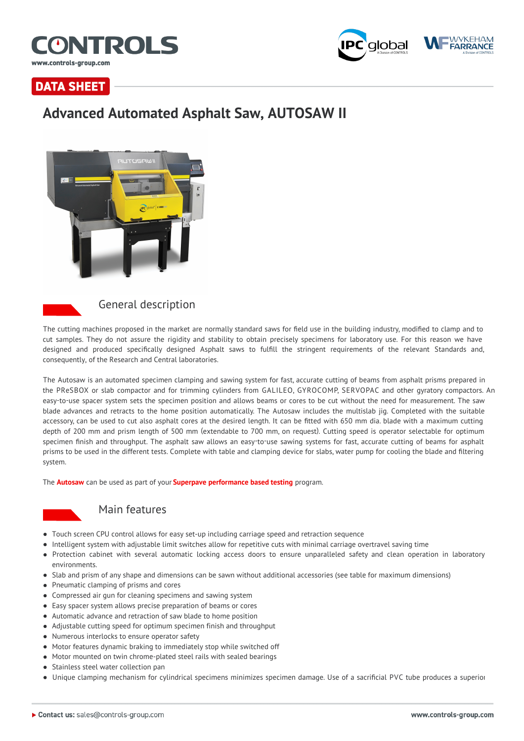# Advanced Automated Asphalt Saw, AUTOSAW II

DATA SHEET

## General description

The cutting machines proposed in the market are normally standard saws for field use in the building industry, modified to clamp and to cut samples. They do not assure the rigidity and stability to obtain precisely specimens for laboratory use. For this reason we have designed and produced specifically designed Asphalt saws to fulfill the stringent requirements of the relevant Standards and, consequently, of the Research and Central laboratories.

The Autosaw is an automated specimen clamping and sawing system for fast, accurate cutting of beams from asphalt prisms prepared in the PReSBOX or slab compactor and for trimming cylinders from GALILEO, GYROCOMP, SERVOPAC and other gyratory compactors. An easy-to-use spacer system sets the specimen position and allows beams or cores to be cut without the need for measurement. The saw blade advances and retracts to the home position automatically. The Autosaw includes the multislab jig. Completed with the suitable accessory, can be used to cut also asphalt cores at the desired length. It can be fitted with 650 mm dia. blade with a maximum cutting depth of 200 mm and prism length of 500 mm (extendable to 700 mm, on request). Cutting speed is operator selectable for optimum specimen finish and throughput. The asphalt saw allows an easy-to-use sawing systems for fast, accurate cutting of beams for asphalt prisms to be used in the different tests. Complete with table and clamping device for slabs, water pump for cooling the blade and filtering system.

The **Autosaw** can be used as part of your **Superpave performance based testing** program.

## Main features

- Touch screen CPU control allows for easy set-up including carriage speed and retraction sequence
- Intelligent system with adjustable limit switches allow for repetitive cuts with minimal carriage overtravel saving time
- Protection cabinet with several automatic locking access doors to ensure unparalleled safety and clean operation in laboratory environments.
- Slab and prism of any shape and dimensions can be sawn without additional accessories (see table for maximum dimensions)
- Pneumatic clamping of prisms and cores
- Compressed air gun for cleaning specimens and sawing system
- Easy spacer system allows precise preparation of beams or cores
- Automatic advance and retraction of saw blade to home position
- Adjustable cutting speed for optimum specimen finish and throughput
- Numerous interlocks to ensure operator safety
- Motor features dynamic braking to immediately stop while switched off
- Motor mounted on twin chrome-plated steel rails with sealed bearings
- Stainless steel water collection pan
- Unique clamping mechanism for cylindrical specimens minimizes specimen damage. Use of a sacrificial PVC tube produces a superior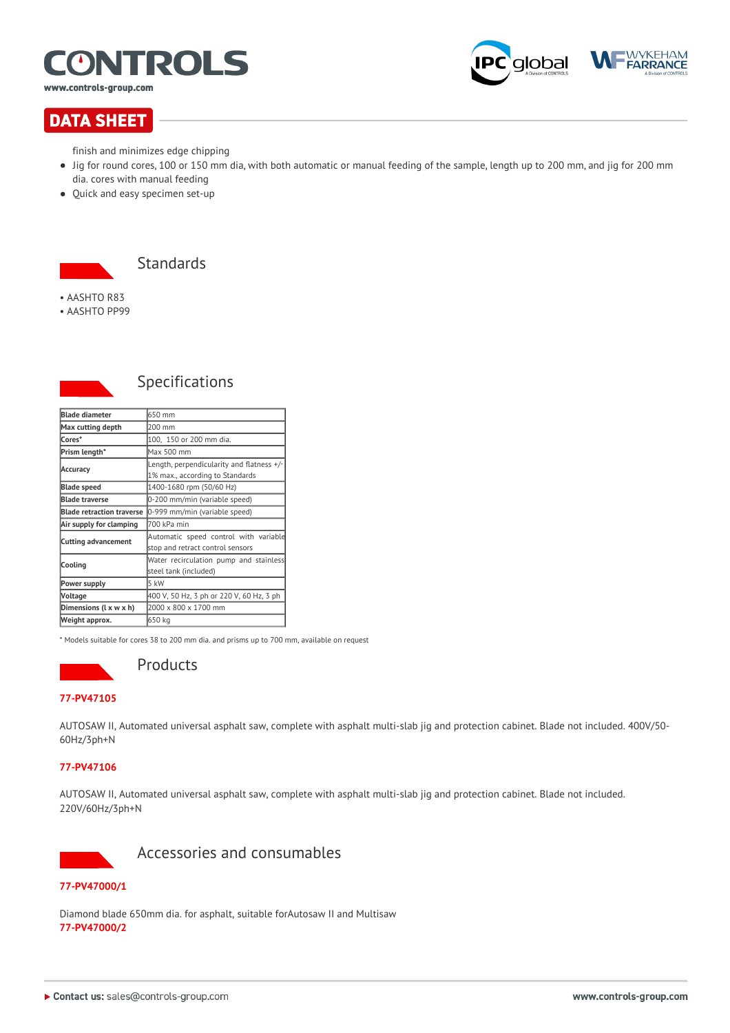finish and minimizes edge chipping

- Jig for round cores, 100 or 150 mm dia, with both automatic or manual feeding of the sample, length up to 200 mm, and jig for 200 mm dia. cores with manual feeding
- Quick and easy specimen set-up

## Standards

- AASHTO R83
- AASHTO PP99

## Specifications

| | |
|---|---|
| **Blade diameter** | 650 mm |
| **Max cutting depth** | 200 mm |
| **Cores*** | 100, 150 or 200 mm dia. |
| **Prism length*** | Max 500 mm |
| **Accuracy** | Length, perpendicularity and flatness +/- 1% max., according to Standards |
| **Blade speed** | 1400-1680 rpm (50/60 Hz) |
| **Blade traverse** | 0-200 mm/min (variable speed) |
| **Blade retraction traverse** | 0-999 mm/min (variable speed) |
| **Air supply for clamping** | 700 kPa min |
| **Cutting advancement** | Automatic speed control with variable stop and retract control sensors |
| **Cooling** | Water recirculation pump and stainless steel tank (included) |
| **Power supply** | 5 kW |
| **Voltage** | 400 V, 50 Hz, 3 ph or 220 V, 60 Hz, 3 ph |
| **Dimensions (l x w x h)** | 2000 x 800 x 1700 mm |
| **Weight approx.** | 650 kg |

* Models suitable for cores 38 to 200 mm dia. and prisms up to 700 mm, available on request

## Products

**77-PV47105**

AUTOSAW II, Automated universal asphalt saw, complete with asphalt multi-slab jig and protection cabinet. Blade not included. 400V/50-60Hz/3ph+N

**77-PV47106**

AUTOSAW II, Automated universal asphalt saw, complete with asphalt multi-slab jig and protection cabinet. Blade not included. 220V/60Hz/3ph+N

## Accessories and consumables

**77-PV47000/1**

Diamond blade 650mm dia. for asphalt, suitable forAutosaw II and Multisaw

**77-PV47000/2**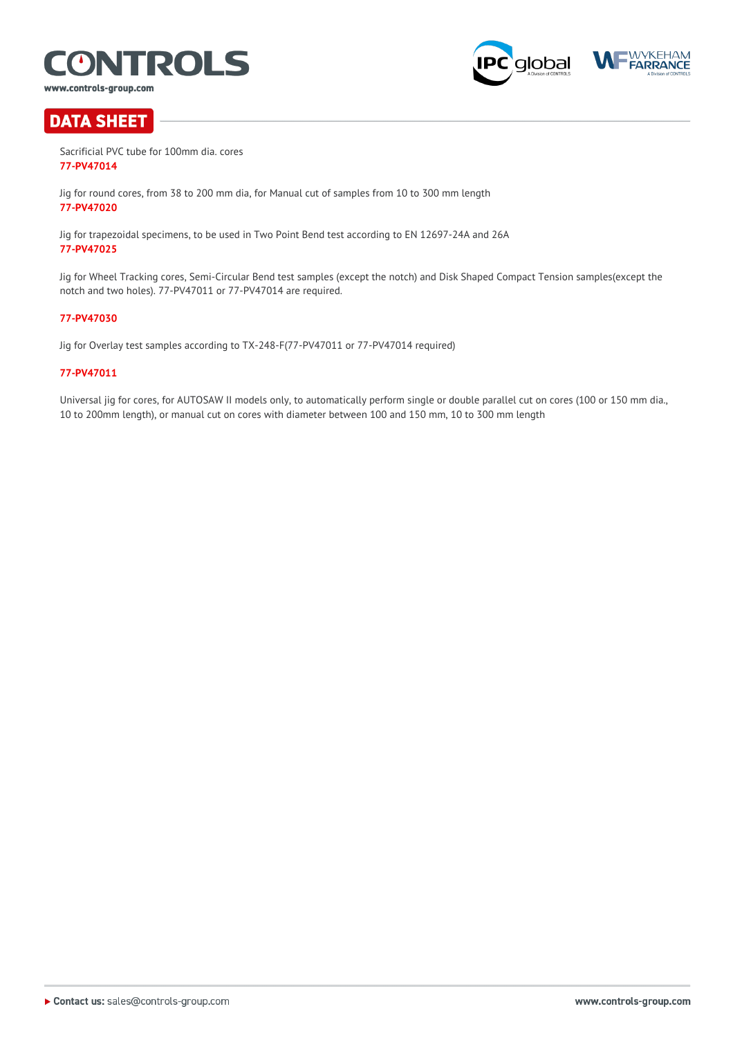Sacrificial PVC tube for 100mm dia. cores
**77-PV47014**

Jig for round cores, from 38 to 200 mm dia, for Manual cut of samples from 10 to 300 mm length
**77-PV47020**

Jig for trapezoidal specimens, to be used in Two Point Bend test according to EN 12697-24A and 26A
**77-PV47025**

Jig for Wheel Tracking cores, Semi-Circular Bend test samples (except the notch) and Disk Shaped Compact Tension samples(except the notch and two holes). 77-PV47011 or 77-PV47014 are required.

**77-PV47030**

Jig for Overlay test samples according to TX-248-F(77-PV47011 or 77-PV47014 required)

**77-PV47011**

Universal jig for cores, for AUTOSAW II models only, to automatically perform single or double parallel cut on cores (100 or 150 mm dia., 10 to 200mm length), or manual cut on cores with diameter between 100 and 150 mm, 10 to 300 mm length